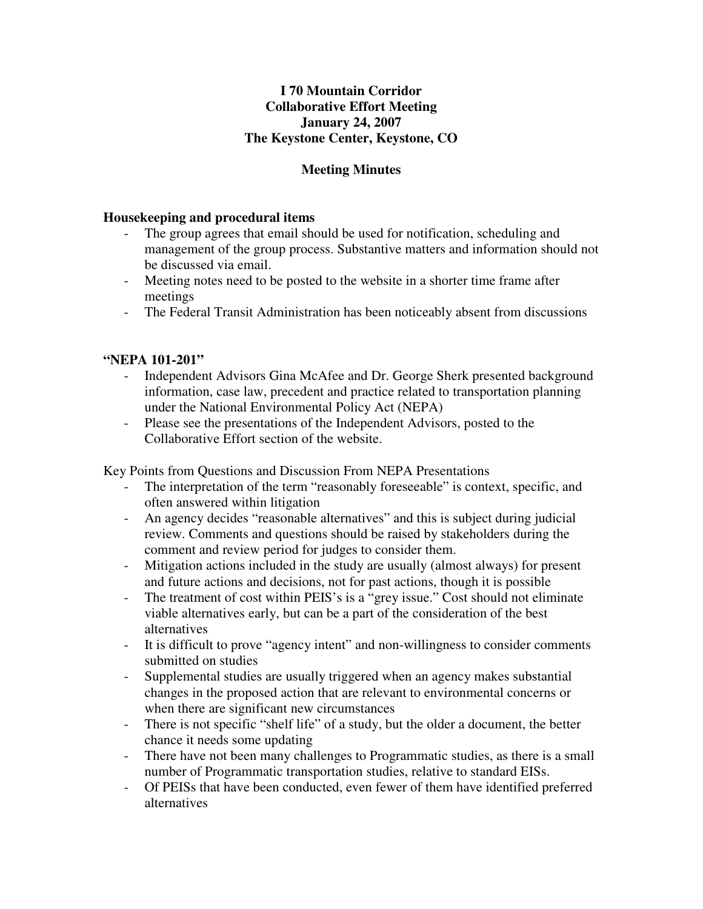**I 70 Mountain Corridor**
**Collaborative Effort Meeting**
**January 24, 2007**
**The Keystone Center, Keystone, CO**

**Meeting Minutes**

### Housekeeping and procedural items

- The group agrees that email should be used for notification, scheduling and management of the group process. Substantive matters and information should not be discussed via email.
- Meeting notes need to be posted to the website in a shorter time frame after meetings
- The Federal Transit Administration has been noticeably absent from discussions

### "NEPA 101-201"

- Independent Advisors Gina McAfee and Dr. George Sherk presented background information, case law, precedent and practice related to transportation planning under the National Environmental Policy Act (NEPA)
- Please see the presentations of the Independent Advisors, posted to the Collaborative Effort section of the website.

Key Points from Questions and Discussion From NEPA Presentations

- The interpretation of the term "reasonably foreseeable" is context, specific, and often answered within litigation
- An agency decides "reasonable alternatives" and this is subject during judicial review. Comments and questions should be raised by stakeholders during the comment and review period for judges to consider them.
- Mitigation actions included in the study are usually (almost always) for present and future actions and decisions, not for past actions, though it is possible
- The treatment of cost within PEIS's is a "grey issue." Cost should not eliminate viable alternatives early, but can be a part of the consideration of the best alternatives
- It is difficult to prove "agency intent" and non-willingness to consider comments submitted on studies
- Supplemental studies are usually triggered when an agency makes substantial changes in the proposed action that are relevant to environmental concerns or when there are significant new circumstances
- There is not specific "shelf life" of a study, but the older a document, the better chance it needs some updating
- There have not been many challenges to Programmatic studies, as there is a small number of Programmatic transportation studies, relative to standard EISs.
- Of PEISs that have been conducted, even fewer of them have identified preferred alternatives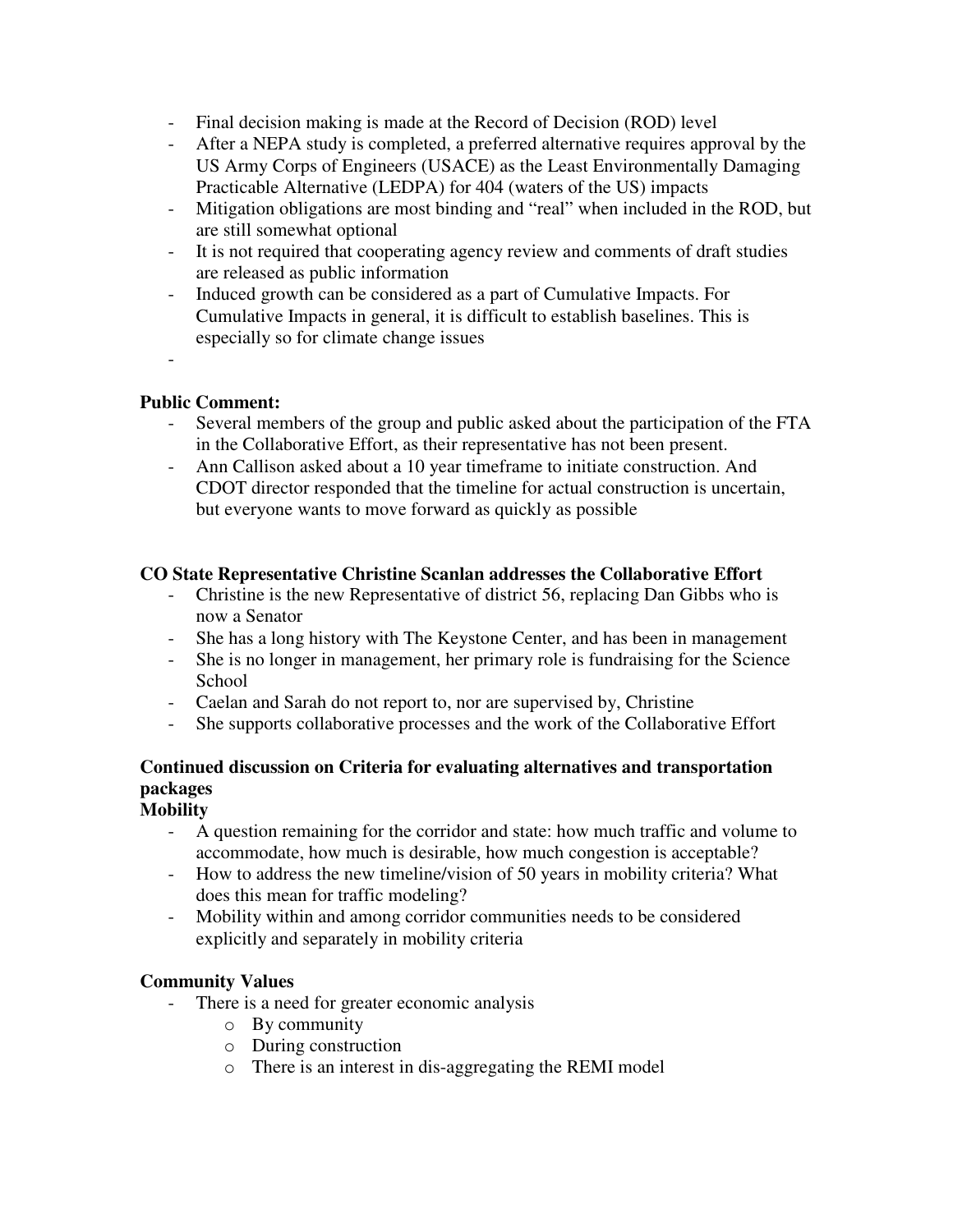- Final decision making is made at the Record of Decision (ROD) level
- After a NEPA study is completed, a preferred alternative requires approval by the US Army Corps of Engineers (USACE) as the Least Environmentally Damaging Practicable Alternative (LEDPA) for 404 (waters of the US) impacts
- Mitigation obligations are most binding and "real" when included in the ROD, but are still somewhat optional
- It is not required that cooperating agency review and comments of draft studies are released as public information
- Induced growth can be considered as a part of Cumulative Impacts. For Cumulative Impacts in general, it is difficult to establish baselines. This is especially so for climate change issues
- 

**Public Comment:**

- Several members of the group and public asked about the participation of the FTA in the Collaborative Effort, as their representative has not been present.
- Ann Callison asked about a 10 year timeframe to initiate construction. And CDOT director responded that the timeline for actual construction is uncertain, but everyone wants to move forward as quickly as possible

**CO State Representative Christine Scanlan addresses the Collaborative Effort**

- Christine is the new Representative of district 56, replacing Dan Gibbs who is now a Senator
- She has a long history with The Keystone Center, and has been in management
- She is no longer in management, her primary role is fundraising for the Science School
- Caelan and Sarah do not report to, nor are supervised by, Christine
- She supports collaborative processes and the work of the Collaborative Effort

**Continued discussion on Criteria for evaluating alternatives and transportation packages**

**Mobility**

- A question remaining for the corridor and state: how much traffic and volume to accommodate, how much is desirable, how much congestion is acceptable?
- How to address the new timeline/vision of 50 years in mobility criteria? What does this mean for traffic modeling?
- Mobility within and among corridor communities needs to be considered explicitly and separately in mobility criteria

**Community Values**

- There is a need for greater economic analysis
    - By community
    - During construction
    - There is an interest in dis-aggregating the REMI model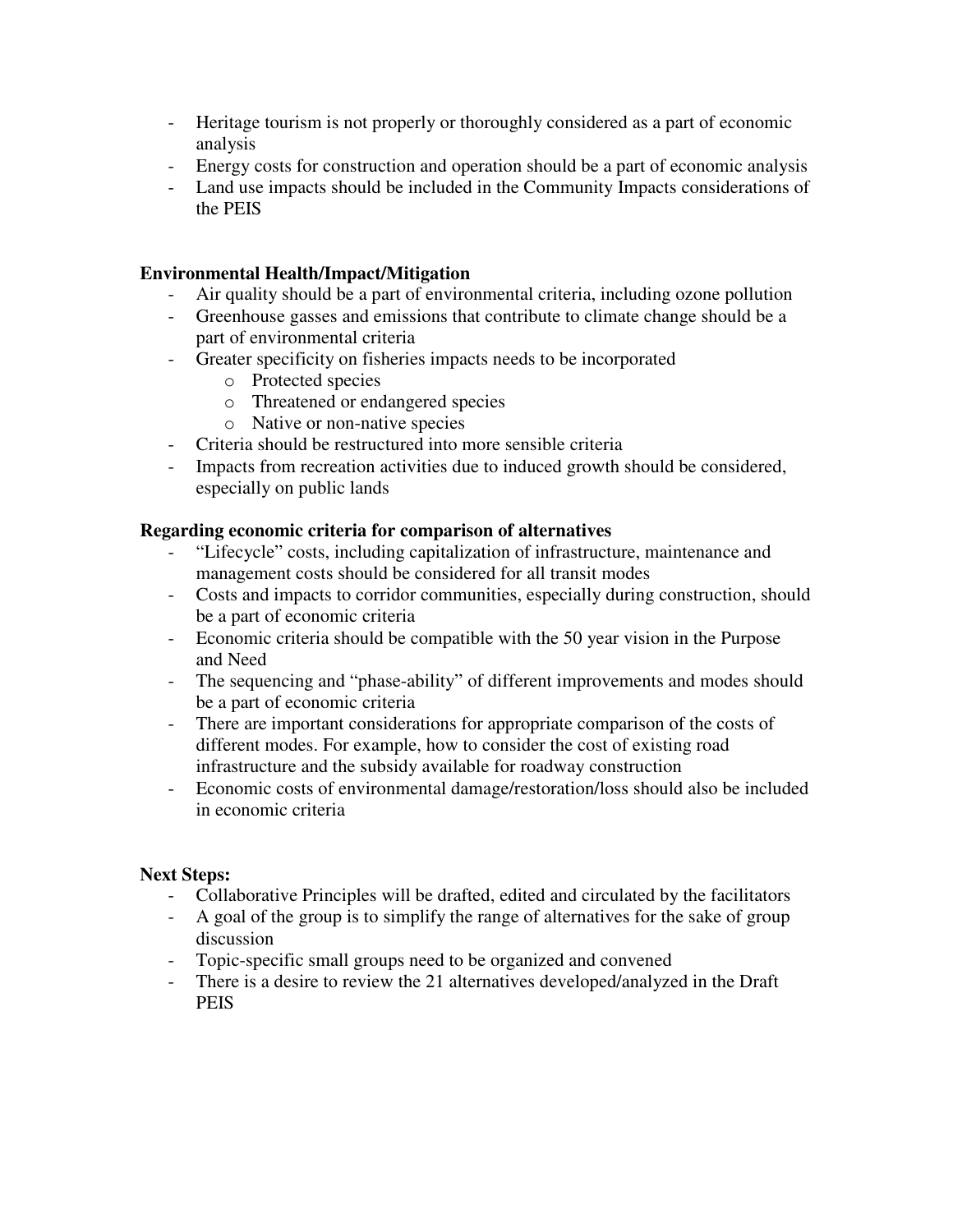- Heritage tourism is not properly or thoroughly considered as a part of economic analysis
- Energy costs for construction and operation should be a part of economic analysis
- Land use impacts should be included in the Community Impacts considerations of the PEIS

**Environmental Health/Impact/Mitigation**

- Air quality should be a part of environmental criteria, including ozone pollution
- Greenhouse gasses and emissions that contribute to climate change should be a part of environmental criteria
- Greater specificity on fisheries impacts needs to be incorporated
    - Protected species
    - Threatened or endangered species
    - Native or non-native species
- Criteria should be restructured into more sensible criteria
- Impacts from recreation activities due to induced growth should be considered, especially on public lands

**Regarding economic criteria for comparison of alternatives**

- "Lifecycle" costs, including capitalization of infrastructure, maintenance and management costs should be considered for all transit modes
- Costs and impacts to corridor communities, especially during construction, should be a part of economic criteria
- Economic criteria should be compatible with the 50 year vision in the Purpose and Need
- The sequencing and "phase-ability" of different improvements and modes should be a part of economic criteria
- There are important considerations for appropriate comparison of the costs of different modes. For example, how to consider the cost of existing road infrastructure and the subsidy available for roadway construction
- Economic costs of environmental damage/restoration/loss should also be included in economic criteria

**Next Steps:**

- Collaborative Principles will be drafted, edited and circulated by the facilitators
- A goal of the group is to simplify the range of alternatives for the sake of group discussion
- Topic-specific small groups need to be organized and convened
- There is a desire to review the 21 alternatives developed/analyzed in the Draft PEIS